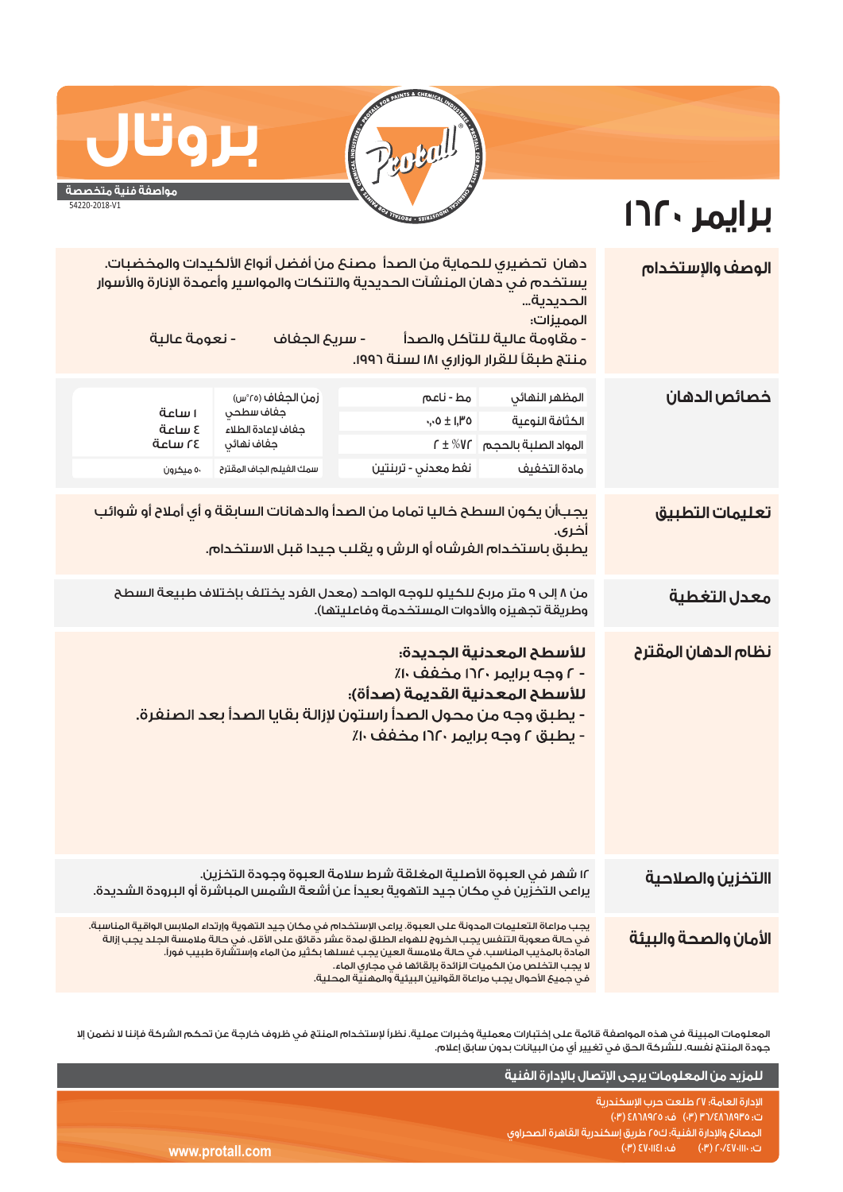# بروتال

**مواصفة فنية متخصصة**

54220-2018-V1

# برايمر ١٦٢٠

## الوصف والإستخدام

دهان تحضيري للحماية من الصدأ مصنع من أفضل أنواع الألكيدات والمخضبات.
يستخدم في دهان المنشآت الحديدية والتنكات والمواسير وأعمدة الإنارة والأسوار الحديدية...

المميزات:

- مقاومة عالية للتآكل والصدأ
- سريع الجفاف
- نعومة عالية

منتج طبقاً للقرار الوزاري ١٨١ لسنة ١٩٩٦.

## خصائص الدهان

| | | | |
|---|---|---|---|
| المظهر النهائي | مط - ناعم | زمن الجفاف (٢٥°س) | |
| الكثافة النوعية | ٠,٠٥ ± ١,٣٥ | جفاف سطحي | ١ ساعة |
| المواد الصلبة بالحجم | ٧٢% ± ٢ | جفاف لإعادة الطلاء | ٤ ساعة |
| | | جفاف نهائي | ٢٤ ساعة |
| مادة التخفيف | نفط معدني - تربنتين | سمك الفيلم الجاف المقترح | ٥٠ ميكرون |

## تعليمات التطبيق

يجب أن يكون السطح خاليا تماما من الصدأ والدهانات السابقة و أي أملاح أو شوائب أخرى.
يطبق باستخدام الفرشاه أو الرش و يقلب جيدا قبل الاستخدام.

## معدل التغطية

من ٨ إلى ٩ متر مربع للكيلو للوجه الواحد (معدل الفرد يختلف بإختلاف طبيعة السطح وطريقة تجهيزه والأدوات المستخدمة وفاعليتها).

## نظام الدهان المقترح

**للأسطح المعدنية الجديدة:**

- ٢ وجه برايمر ١٦٢٠ مخفف ١٠٪

**للأسطح المعدنية القديمة (صدأة):**

- يطبق وجه من محول الصدأ راستون لإزالة بقايا الصدأ بعد الصنفرة.
- يطبق ٢ وجه برايمر ١٦٢٠ مخفف ١٠٪

## التخزين والصلاحية

١٢ شهر في العبوة الأصلية المغلقة شرط سلامة العبوة وجودة التخزين.
يراعى التخزين في مكان جيد التهوية بعيداً عن أشعة الشمس المباشرة أو البرودة الشديدة.

## الأمان والصحة والبيئة

يجب مراعاة التعليمات المدونة على العبوة. يراعى الإستخدام في مكان جيد التهوية وارتداء الملابس الواقية المناسبة.
في حالة صعوبة التنفس يجب الخروج للهواء الطلق لمدة عشر دقائق على الأقل. في حالة ملامسة الجلد يجب إزالة المادة بالمذيب المناسب. في حالة ملامسة العين يجب غسلها بكثير من الماء وإستشارة طبيب فوراً.
لا يجب التخلص من الكميات الزائدة بإلقائها في مجاري الماء.
في جميع الأحوال يجب مراعاة القوانين البيئية والمهنية المحلية.

المعلومات المبينة في هذه المواصفة قائمة على إختبارات معملية وخبرات عملية. نظراً لإستخدام المنتج في ظروف خارجة عن تحكم الشركة فإننا لا نضمن إلا جودة المنتج نفسه. للشركة الحق في تغيير أي من البيانات بدون سابق إعلام.

**للمزيد من المعلومات يرجى الإتصال بالإدارة الفنية**

الإدارة العامة: ٢٧ طلعت حرب الإسكندرية
ت: ٤٨٦٨٩٣٥/٣٦ (٠٣) ف: ٤٨٦٨٩٢٥ (٠٣)
المصانع والإدارة الفنية: ك٢٥ طريق إسكندرية القاهرة الصحراوي
ت: ٤٧٠١١٠٠/٢٠ (٠٣) ف: ٤٧٠١١٤١ (٠٣)

www.protall.com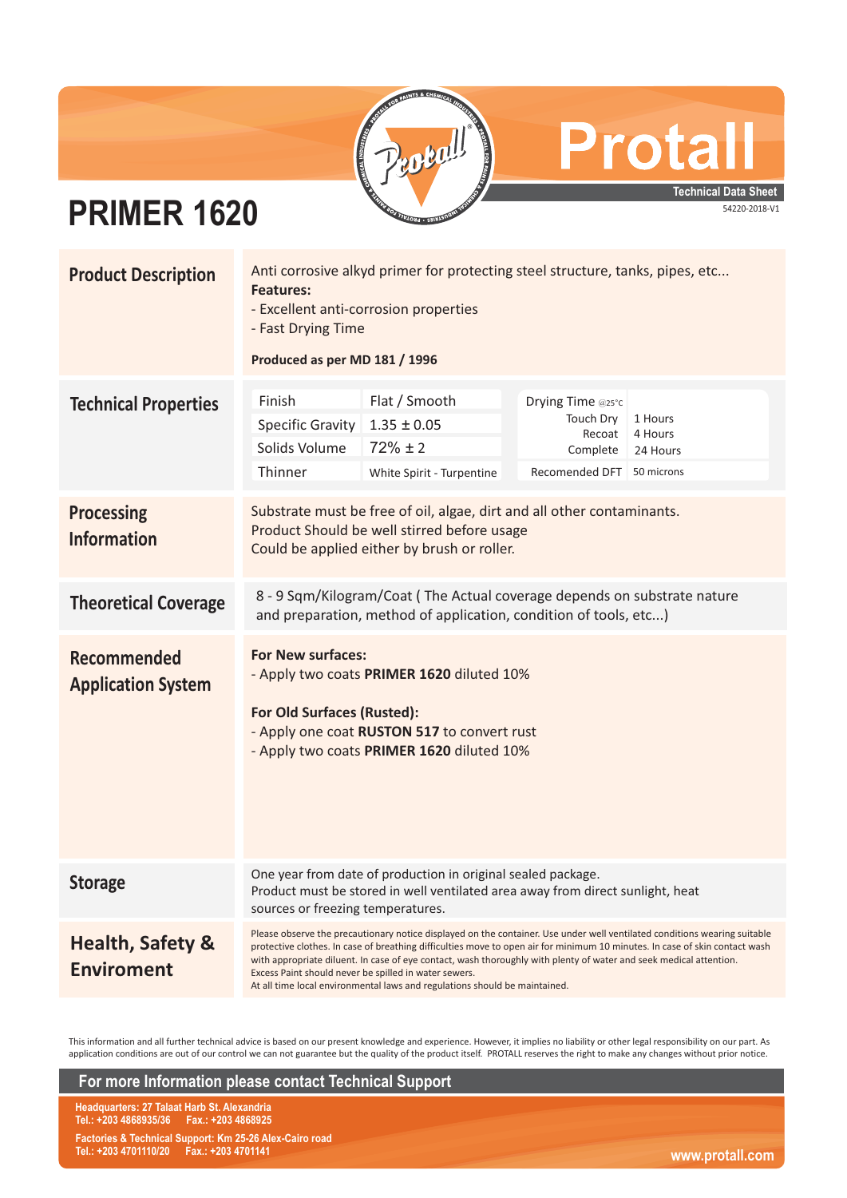Protall

Technical Data Sheet

54220-2018-V1

# PRIMER 1620

## Product Description

Anti corrosive alkyd primer for protecting steel structure, tanks, pipes, etc...

**Features:**

- Excellent anti-corrosion properties
- Fast Drying Time

**Produced as per MD 181 / 1996**

## Technical Properties

| | | | |
|---|---|---|---|
| Finish | Flat / Smooth | Drying Time @25°c | |
| Specific Gravity | 1.35 ± 0.05 | Touch Dry | 1 Hours |
| Solids Volume | 72% ± 2 | Recoat | 4 Hours |
| | | Complete | 24 Hours |
| Thinner | White Spirit - Turpentine | Recomended DFT | 50 microns |

## Processing Information

Substrate must be free of oil, algae, dirt and all other contaminants.
Product Should be well stirred before usage
Could be applied either by brush or roller.

## Theoretical Coverage

8 - 9 Sqm/Kilogram/Coat ( The Actual coverage depends on substrate nature and preparation, method of application, condition of tools, etc...)

## Recommended Application System

**For New surfaces:**

- Apply two coats **PRIMER 1620** diluted 10%

**For Old Surfaces (Rusted):**

- Apply one coat **RUSTON 517** to convert rust
- Apply two coats **PRIMER 1620** diluted 10%

## Storage

One year from date of production in original sealed package.
Product must be stored in well ventilated area away from direct sunlight, heat sources or freezing temperatures.

## Health, Safety & Enviroment

Please observe the precautionary notice displayed on the container. Use under well ventilated conditions wearing suitable protective clothes. In case of breathing difficulties move to open air for minimum 10 minutes. In case of skin contact wash with appropriate diluent. In case of eye contact, wash thoroughly with plenty of water and seek medical attention.
Excess Paint should never be spilled in water sewers.
At all time local environmental laws and regulations should be maintained.

This information and all further technical advice is based on our present knowledge and experience. However, it implies no liability or other legal responsibility on our part. As application conditions are out of our control we can not guarantee but the quality of the product itself. PROTALL reserves the right to make any changes without prior notice.

**For more Information please contact Technical Support**

**Headquarters: 27 Talaat Harb St. Alexandria**
**Tel.: +203 4868935/36 Fax.: +203 4868925**

**Factories & Technical Support: Km 25-26 Alex-Cairo road**
**Tel.: +203 4701110/20 Fax.: +203 4701141**

**www.protall.com**